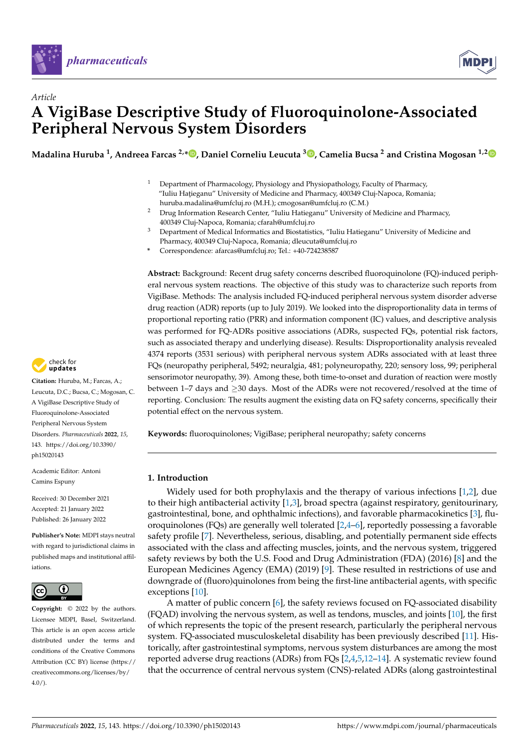*Article*

# A VigiBase Descriptive Study of Fluoroquinolone-Associated Peripheral Nervous System Disorders

**Madalina Huruba [1], Andreea Farcas [2,*], Daniel Corneliu Leucuta [3], Camelia Bucsa [2] and Cristina Mogosan [1,2]**

[1] Department of Pharmacology, Physiology and Physiopathology, Faculty of Pharmacy, "Iuliu Hațieganu" University of Medicine and Pharmacy, 400349 Cluj-Napoca, Romania; huruba.madalina@umfcluj.ro (M.H.); cmogosan@umfcluj.ro (C.M.)

[2] Drug Information Research Center, "Iuliu Hatieganu" University of Medicine and Pharmacy, 400349 Cluj-Napoca, Romania; cfarah@umfcluj.ro

[3] Department of Medical Informatics and Biostatistics, "Iuliu Hatieganu" University of Medicine and Pharmacy, 400349 Cluj-Napoca, Romania; dleucuta@umfcluj.ro

* Correspondence: afarcas@umfcluj.ro; Tel.: +40-724238587

**Citation:** Huruba, M.; Farcas, A.; Leucuta, D.C.; Bucsa, C.; Mogosan, C. A VigiBase Descriptive Study of Fluoroquinolone-Associated Peripheral Nervous System Disorders. *Pharmaceuticals* **2022**, *15*, 143. https://doi.org/10.3390/ph15020143

Academic Editor: Antoni Camins Espuny

Received: 30 December 2021
Accepted: 21 January 2022
Published: 26 January 2022

**Publisher's Note:** MDPI stays neutral with regard to jurisdictional claims in published maps and institutional affiliations.

**Copyright:** © 2022 by the authors. Licensee MDPI, Basel, Switzerland. This article is an open access article distributed under the terms and conditions of the Creative Commons Attribution (CC BY) license (https://creativecommons.org/licenses/by/4.0/).

**Abstract:** Background: Recent drug safety concerns described fluoroquinolone (FQ)-induced peripheral nervous system reactions. The objective of this study was to characterize such reports from VigiBase. Methods: The analysis included FQ-induced peripheral nervous system disorder adverse drug reaction (ADR) reports (up to July 2019). We looked into the disproportionality data in terms of proportional reporting ratio (PRR) and information component (IC) values, and descriptive analysis was performed for FQ-ADRs positive associations (ADRs, suspected FQs, potential risk factors, such as associated therapy and underlying disease). Results: Disproportionality analysis revealed 4374 reports (3531 serious) with peripheral nervous system ADRs associated with at least three FQs (neuropathy peripheral, 5492; neuralgia, 481; polyneuropathy, 220; sensory loss, 99; peripheral sensorimotor neuropathy, 39). Among these, both time-to-onset and duration of reaction were mostly between 1–7 days and ≥30 days. Most of the ADRs were not recovered/resolved at the time of reporting. Conclusion: The results augment the existing data on FQ safety concerns, specifically their potential effect on the nervous system.

**Keywords:** fluoroquinolones; VigiBase; peripheral neuropathy; safety concerns

## 1. Introduction

Widely used for both prophylaxis and the therapy of various infections [1,2], due to their high antibacterial activity [1,3], broad spectra (against respiratory, genitourinary, gastrointestinal, bone, and ophthalmic infections), and favorable pharmacokinetics [3], fluoroquinolones (FQs) are generally well tolerated [2,4–6], reportedly possessing a favorable safety profile [7]. Nevertheless, serious, disabling, and potentially permanent side effects associated with the class and affecting muscles, joints, and the nervous system, triggered safety reviews by both the U.S. Food and Drug Administration (FDA) (2016) [8] and the European Medicines Agency (EMA) (2019) [9]. These resulted in restrictions of use and downgrade of (fluoro)quinolones from being the first-line antibacterial agents, with specific exceptions [10].

A matter of public concern [6], the safety reviews focused on FQ-associated disability (FQAD) involving the nervous system, as well as tendons, muscles, and joints [10], the first of which represents the topic of the present research, particularly the peripheral nervous system. FQ-associated musculoskeletal disability has been previously described [11]. Historically, after gastrointestinal symptoms, nervous system disturbances are among the most reported adverse drug reactions (ADRs) from FQs [2,4,5,12–14]. A systematic review found that the occurrence of central nervous system (CNS)-related ADRs (along gastrointestinal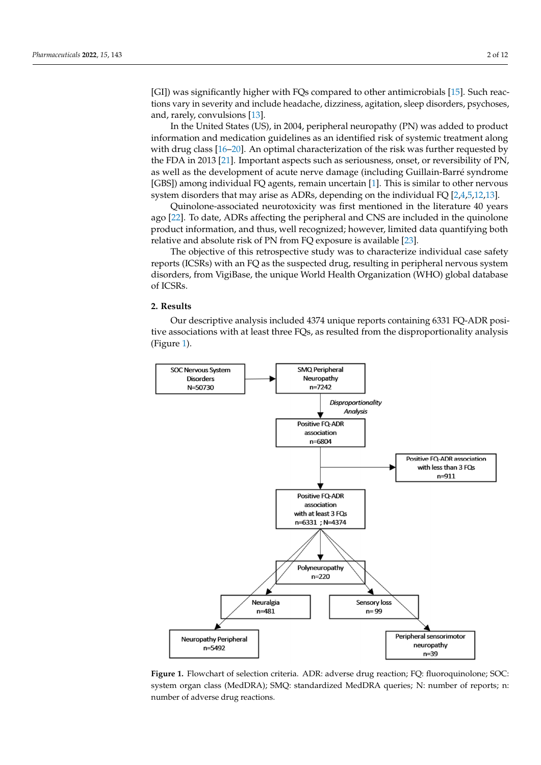[GI]) was significantly higher with FQs compared to other antimicrobials [15]. Such reactions vary in severity and include headache, dizziness, agitation, sleep disorders, psychoses, and, rarely, convulsions [13].

In the United States (US), in 2004, peripheral neuropathy (PN) was added to product information and medication guidelines as an identified risk of systemic treatment along with drug class [16–20]. An optimal characterization of the risk was further requested by the FDA in 2013 [21]. Important aspects such as seriousness, onset, or reversibility of PN, as well as the development of acute nerve damage (including Guillain-Barré syndrome [GBS]) among individual FQ agents, remain uncertain [1]. This is similar to other nervous system disorders that may arise as ADRs, depending on the individual FQ [2,4,5,12,13].

Quinolone-associated neurotoxicity was first mentioned in the literature 40 years ago [22]. To date, ADRs affecting the peripheral and CNS are included in the quinolone product information, and thus, well recognized; however, limited data quantifying both relative and absolute risk of PN from FQ exposure is available [23].

The objective of this retrospective study was to characterize individual case safety reports (ICSRs) with an FQ as the suspected drug, resulting in peripheral nervous system disorders, from VigiBase, the unique World Health Organization (WHO) global database of ICSRs.

## 2. Results

Our descriptive analysis included 4374 unique reports containing 6331 FQ-ADR positive associations with at least three FQs, as resulted from the disproportionality analysis (Figure 1).

SOC Nervous System Disorders N=50730 → SMQ Peripheral Neuropathy n=7242 → *Disproportionality Analysis* → Positive FQ-ADR association n=6804 → Positive FQ-ADR association with less than 3 FQs n=911; Positive FQ-ADR association with at least 3 FQs n=6331 ; N=4374 → Polyneuropathy n=220; Neuralgia n=481; Sensory loss n= 99; Neuropathy Peripheral n=5492; Peripheral sensorimotor neuropathy n=39

**Figure 1.** Flowchart of selection criteria. ADR: adverse drug reaction; FQ: fluoroquinolone; SOC: system organ class (MedDRA); SMQ: standardized MedDRA queries; N: number of reports; n: number of adverse drug reactions.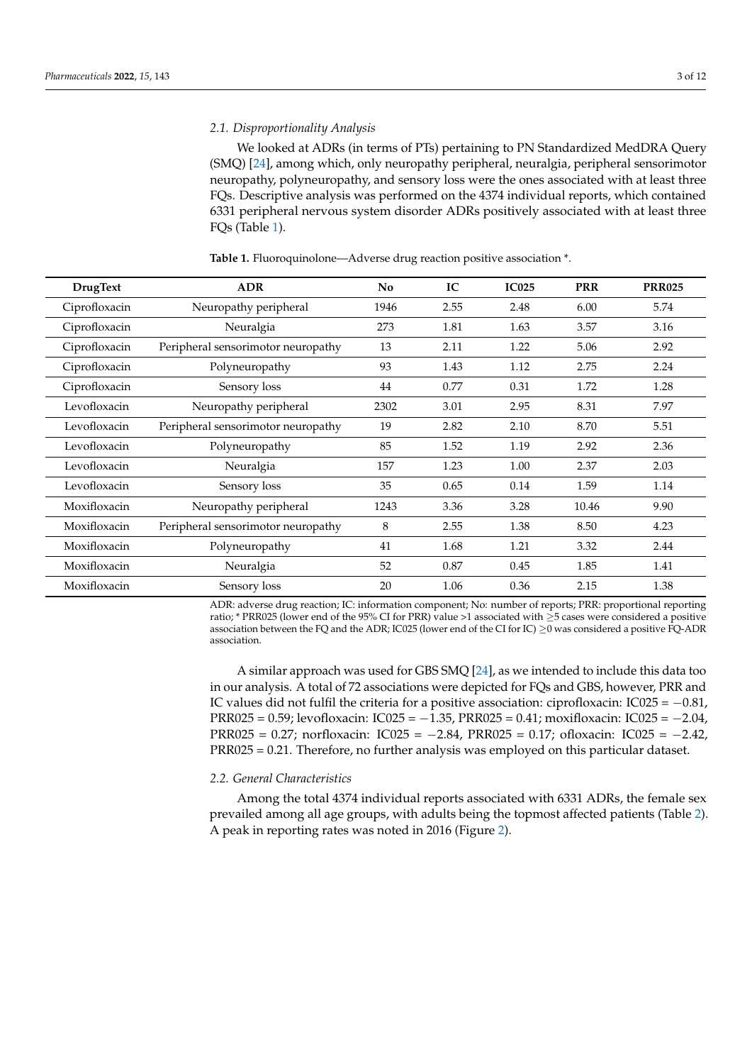### 2.1. Disproportionality Analysis

We looked at ADRs (in terms of PTs) pertaining to PN Standardized MedDRA Query (SMQ) [24], among which, only neuropathy peripheral, neuralgia, peripheral sensorimotor neuropathy, polyneuropathy, and sensory loss were the ones associated with at least three FQs. Descriptive analysis was performed on the 4374 individual reports, which contained 6331 peripheral nervous system disorder ADRs positively associated with at least three FQs (Table 1).

**Table 1.** Fluoroquinolone—Adverse drug reaction positive association *.

| DrugText | ADR | No | IC | IC025 | PRR | PRR025 |
|---|---|---|---|---|---|---|
| Ciprofloxacin | Neuropathy peripheral | 1946 | 2.55 | 2.48 | 6.00 | 5.74 |
| Ciprofloxacin | Neuralgia | 273 | 1.81 | 1.63 | 3.57 | 3.16 |
| Ciprofloxacin | Peripheral sensorimotor neuropathy | 13 | 2.11 | 1.22 | 5.06 | 2.92 |
| Ciprofloxacin | Polyneuropathy | 93 | 1.43 | 1.12 | 2.75 | 2.24 |
| Ciprofloxacin | Sensory loss | 44 | 0.77 | 0.31 | 1.72 | 1.28 |
| Levofloxacin | Neuropathy peripheral | 2302 | 3.01 | 2.95 | 8.31 | 7.97 |
| Levofloxacin | Peripheral sensorimotor neuropathy | 19 | 2.82 | 2.10 | 8.70 | 5.51 |
| Levofloxacin | Polyneuropathy | 85 | 1.52 | 1.19 | 2.92 | 2.36 |
| Levofloxacin | Neuralgia | 157 | 1.23 | 1.00 | 2.37 | 2.03 |
| Levofloxacin | Sensory loss | 35 | 0.65 | 0.14 | 1.59 | 1.14 |
| Moxifloxacin | Neuropathy peripheral | 1243 | 3.36 | 3.28 | 10.46 | 9.90 |
| Moxifloxacin | Peripheral sensorimotor neuropathy | 8 | 2.55 | 1.38 | 8.50 | 4.23 |
| Moxifloxacin | Polyneuropathy | 41 | 1.68 | 1.21 | 3.32 | 2.44 |
| Moxifloxacin | Neuralgia | 52 | 0.87 | 0.45 | 1.85 | 1.41 |
| Moxifloxacin | Sensory loss | 20 | 1.06 | 0.36 | 2.15 | 1.38 |

ADR: adverse drug reaction; IC: information component; No: number of reports; PRR: proportional reporting ratio; * PRR025 (lower end of the 95% CI for PRR) value >1 associated with ≥5 cases were considered a positive association between the FQ and the ADR; IC025 (lower end of the CI for IC) ≥0 was considered a positive FQ-ADR association.

A similar approach was used for GBS SMQ [24], as we intended to include this data too in our analysis. A total of 72 associations were depicted for FQs and GBS, however, PRR and IC values did not fulfil the criteria for a positive association: ciprofloxacin: IC025 = −0.81, PRR025 = 0.59; levofloxacin: IC025 = −1.35, PRR025 = 0.41; moxifloxacin: IC025 = −2.04, PRR025 = 0.27; norfloxacin: IC025 = −2.84, PRR025 = 0.17; ofloxacin: IC025 = −2.42, PRR025 = 0.21. Therefore, no further analysis was employed on this particular dataset.

### 2.2. General Characteristics

Among the total 4374 individual reports associated with 6331 ADRs, the female sex prevailed among all age groups, with adults being the topmost affected patients (Table 2). A peak in reporting rates was noted in 2016 (Figure 2).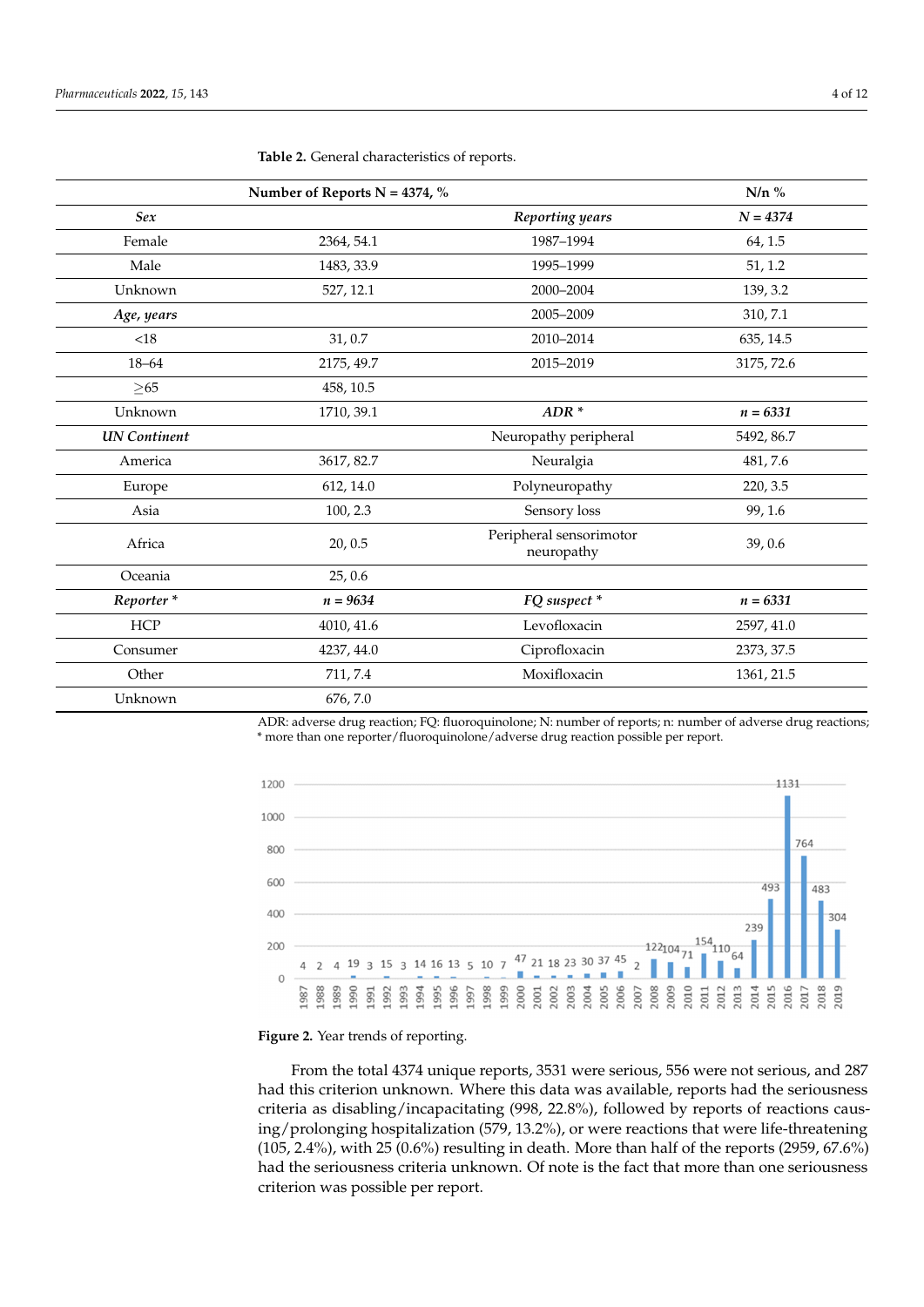**Table 2.** General characteristics of reports.

| Number of Reports N = 4374, % | | | N/n % |
|---|---|---|---|
| ***Sex*** | | ***Reporting years*** | ***N = 4374*** |
| Female | 2364, 54.1 | 1987–1994 | 64, 1.5 |
| Male | 1483, 33.9 | 1995–1999 | 51, 1.2 |
| Unknown | 527, 12.1 | 2000–2004 | 139, 3.2 |
| ***Age, years*** | | 2005–2009 | 310, 7.1 |
| <18 | 31, 0.7 | 2010–2014 | 635, 14.5 |
| 18–64 | 2175, 49.7 | 2015–2019 | 3175, 72.6 |
| ≥65 | 458, 10.5 | | |
| Unknown | 1710, 39.1 | ***ADR **** | ***n = 6331*** |
| ***UN Continent*** | | Neuropathy peripheral | 5492, 86.7 |
| America | 3617, 82.7 | Neuralgia | 481, 7.6 |
| Europe | 612, 14.0 | Polyneuropathy | 220, 3.5 |
| Asia | 100, 2.3 | Sensory loss | 99, 1.6 |
| Africa | 20, 0.5 | Peripheral sensorimotor neuropathy | 39, 0.6 |
| Oceania | 25, 0.6 | | |
| ***Reporter **** | ***n = 9634*** | ***FQ suspect **** | ***n = 6331*** |
| HCP | 4010, 41.6 | Levofloxacin | 2597, 41.0 |
| Consumer | 4237, 44.0 | Ciprofloxacin | 2373, 37.5 |
| Other | 711, 7.4 | Moxifloxacin | 1361, 21.5 |
| Unknown | 676, 7.0 | | |

ADR: adverse drug reaction; FQ: fluoroquinolone; N: number of reports; n: number of adverse drug reactions; * more than one reporter/fluoroquinolone/adverse drug reaction possible per report.

**Figure 2.** Year trends of reporting.

From the total 4374 unique reports, 3531 were serious, 556 were not serious, and 287 had this criterion unknown. Where this data was available, reports had the seriousness criteria as disabling/incapacitating (998, 22.8%), followed by reports of reactions causing/prolonging hospitalization (579, 13.2%), or were reactions that were life-threatening (105, 2.4%), with 25 (0.6%) resulting in death. More than half of the reports (2959, 67.6%) had the seriousness criteria unknown. Of note is the fact that more than one seriousness criterion was possible per report.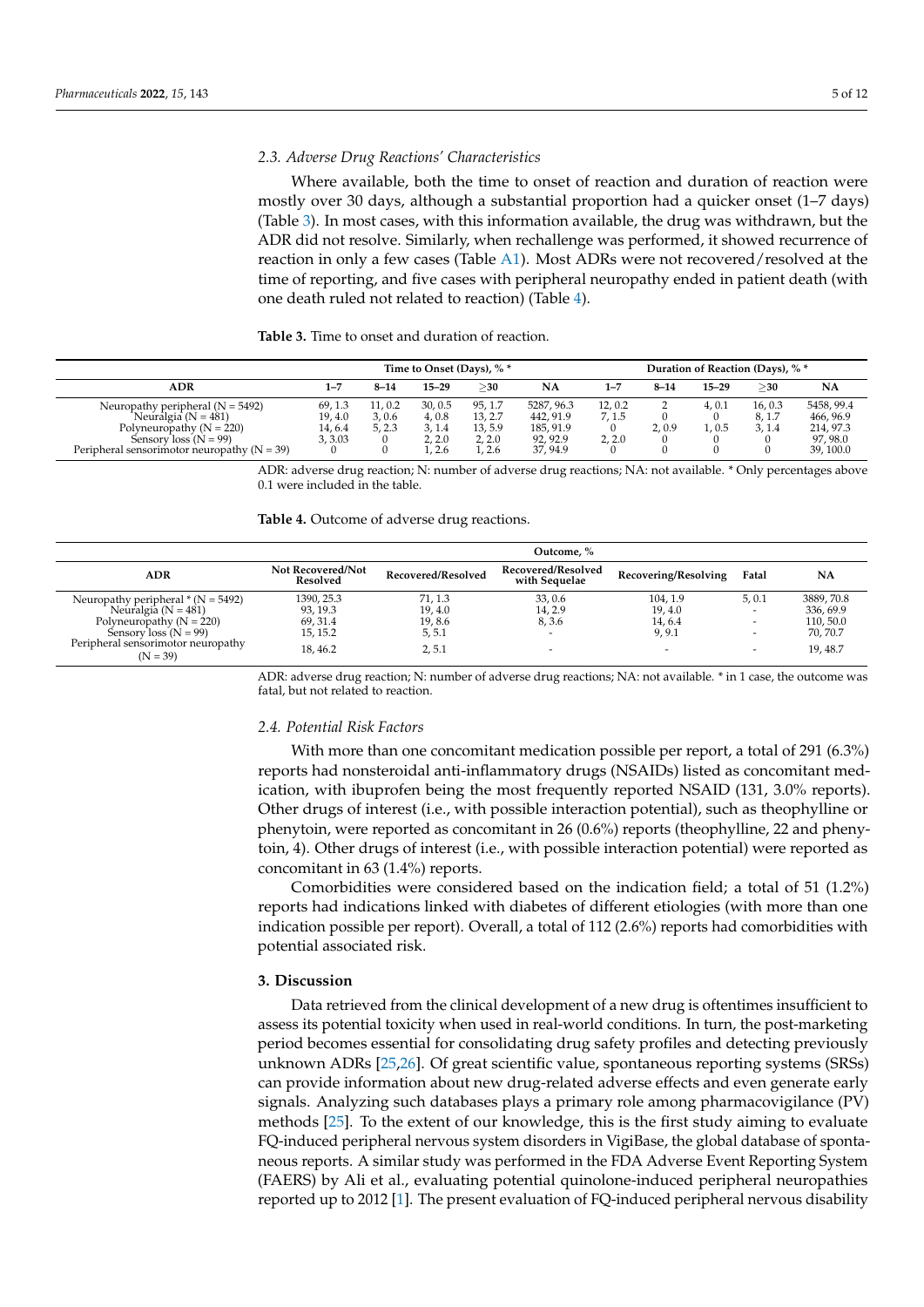### 2.3. Adverse Drug Reactions' Characteristics

Where available, both the time to onset of reaction and duration of reaction were mostly over 30 days, although a substantial proportion had a quicker onset (1–7 days) (Table 3). In most cases, with this information available, the drug was withdrawn, but the ADR did not resolve. Similarly, when rechallenge was performed, it showed recurrence of reaction in only a few cases (Table A1). Most ADRs were not recovered/resolved at the time of reporting, and five cases with peripheral neuropathy ended in patient death (with one death ruled not related to reaction) (Table 4).

**Table 3.** Time to onset and duration of reaction.

| ADR | Time to Onset (Days), % * | | | | | Duration of Reaction (Days), % * | | | | |
|---|---|---|---|---|---|---|---|---|---|---|
| | 1–7 | 8–14 | 15–29 | ≥30 | NA | 1–7 | 8–14 | 15–29 | ≥30 | NA |
| Neuropathy peripheral (N = 5492) | 69, 1.3 | 11, 0.2 | 30, 0.5 | 95, 1.7 | 5287, 96.3 | 12, 0.2 | 2 | 4, 0.1 | 16, 0.3 | 5458, 99.4 |
| Neuralgia (N = 481) | 19, 4.0 | 3, 0.6 | 4, 0.8 | 13, 2.7 | 442, 91.9 | 7, 1.5 | 0 | 0 | 8, 1.7 | 466, 96.9 |
| Polyneuropathy (N = 220) | 14, 6.4 | 5, 2.3 | 3, 1.4 | 13, 5.9 | 185, 91.9 | 0 | 2, 0.9 | 1, 0.5 | 3, 1.4 | 214, 97.3 |
| Sensory loss (N = 99) | 3, 3.03 | 0 | 2, 2.0 | 2, 2.0 | 92, 92.9 | 2, 2.0 | 0 | 0 | 0 | 97, 98.0 |
| Peripheral sensorimotor neuropathy (N = 39) | 0 | 0 | 1, 2.6 | 1, 2.6 | 37, 94.9 | 0 | 0 | 0 | 0 | 39, 100.0 |

ADR: adverse drug reaction; N: number of adverse drug reactions; NA: not available. * Only percentages above 0.1 were included in the table.

**Table 4.** Outcome of adverse drug reactions.

| ADR | Outcome, % | | | | | |
|---|---|---|---|---|---|---|
| | Not Recovered/Not Resolved | Recovered/Resolved | Recovered/Resolved with Sequelae | Recovering/Resolving | Fatal | NA |
| Neuropathy peripheral * (N = 5492) | 1390, 25.3 | 71, 1.3 | 33, 0.6 | 104, 1.9 | 5, 0.1 | 3889, 70.8 |
| Neuralgia (N = 481) | 93, 19.3 | 19, 4.0 | 14, 2.9 | 19, 4.0 | - | 336, 69.9 |
| Polyneuropathy (N = 220) | 69, 31.4 | 19, 8.6 | 8, 3.6 | 14, 6.4 | - | 110, 50.0 |
| Sensory loss (N = 99) | 15, 15.2 | 5, 5.1 | - | 9, 9.1 | - | 70, 70.7 |
| Peripheral sensorimotor neuropathy (N = 39) | 18, 46.2 | 2, 5.1 | - | - | - | 19, 48.7 |

ADR: adverse drug reaction; N: number of adverse drug reactions; NA: not available. * in 1 case, the outcome was fatal, but not related to reaction.

### 2.4. Potential Risk Factors

With more than one concomitant medication possible per report, a total of 291 (6.3%) reports had nonsteroidal anti-inflammatory drugs (NSAIDs) listed as concomitant medication, with ibuprofen being the most frequently reported NSAID (131, 3.0% reports). Other drugs of interest (i.e., with possible interaction potential), such as theophylline or phenytoin, were reported as concomitant in 26 (0.6%) reports (theophylline, 22 and phenytoin, 4). Other drugs of interest (i.e., with possible interaction potential) were reported as concomitant in 63 (1.4%) reports.

Comorbidities were considered based on the indication field; a total of 51 (1.2%) reports had indications linked with diabetes of different etiologies (with more than one indication possible per report). Overall, a total of 112 (2.6%) reports had comorbidities with potential associated risk.

## 3. Discussion

Data retrieved from the clinical development of a new drug is oftentimes insufficient to assess its potential toxicity when used in real-world conditions. In turn, the post-marketing period becomes essential for consolidating drug safety profiles and detecting previously unknown ADRs [25,26]. Of great scientific value, spontaneous reporting systems (SRSs) can provide information about new drug-related adverse effects and even generate early signals. Analyzing such databases plays a primary role among pharmacovigilance (PV) methods [25]. To the extent of our knowledge, this is the first study aiming to evaluate FQ-induced peripheral nervous system disorders in VigiBase, the global database of spontaneous reports. A similar study was performed in the FDA Adverse Event Reporting System (FAERS) by Ali et al., evaluating potential quinolone-induced peripheral neuropathies reported up to 2012 [1]. The present evaluation of FQ-induced peripheral nervous disability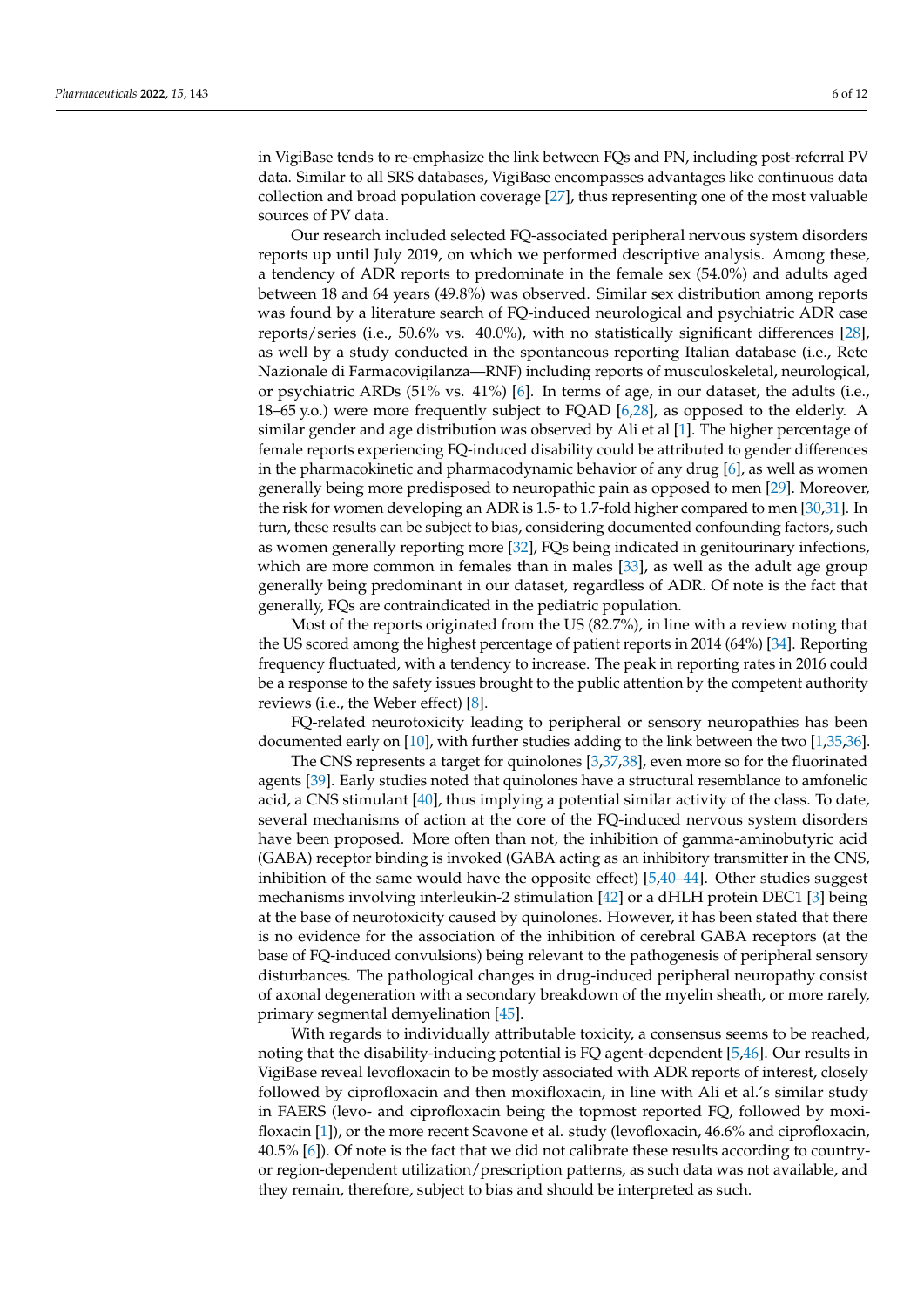in VigiBase tends to re-emphasize the link between FQs and PN, including post-referral PV data. Similar to all SRS databases, VigiBase encompasses advantages like continuous data collection and broad population coverage [27], thus representing one of the most valuable sources of PV data.

Our research included selected FQ-associated peripheral nervous system disorders reports up until July 2019, on which we performed descriptive analysis. Among these, a tendency of ADR reports to predominate in the female sex (54.0%) and adults aged between 18 and 64 years (49.8%) was observed. Similar sex distribution among reports was found by a literature search of FQ-induced neurological and psychiatric ADR case reports/series (i.e., 50.6% vs. 40.0%), with no statistically significant differences [28], as well by a study conducted in the spontaneous reporting Italian database (i.e., Rete Nazionale di Farmacovigilanza—RNF) including reports of musculoskeletal, neurological, or psychiatric ARDs (51% vs. 41%) [6]. In terms of age, in our dataset, the adults (i.e., 18–65 y.o.) were more frequently subject to FQAD [6,28], as opposed to the elderly. A similar gender and age distribution was observed by Ali et al [1]. The higher percentage of female reports experiencing FQ-induced disability could be attributed to gender differences in the pharmacokinetic and pharmacodynamic behavior of any drug [6], as well as women generally being more predisposed to neuropathic pain as opposed to men [29]. Moreover, the risk for women developing an ADR is 1.5- to 1.7-fold higher compared to men [30,31]. In turn, these results can be subject to bias, considering documented confounding factors, such as women generally reporting more [32], FQs being indicated in genitourinary infections, which are more common in females than in males [33], as well as the adult age group generally being predominant in our dataset, regardless of ADR. Of note is the fact that generally, FQs are contraindicated in the pediatric population.

Most of the reports originated from the US (82.7%), in line with a review noting that the US scored among the highest percentage of patient reports in 2014 (64%) [34]. Reporting frequency fluctuated, with a tendency to increase. The peak in reporting rates in 2016 could be a response to the safety issues brought to the public attention by the competent authority reviews (i.e., the Weber effect) [8].

FQ-related neurotoxicity leading to peripheral or sensory neuropathies has been documented early on [10], with further studies adding to the link between the two [1,35,36].

The CNS represents a target for quinolones [3,37,38], even more so for the fluorinated agents [39]. Early studies noted that quinolones have a structural resemblance to amfonelic acid, a CNS stimulant [40], thus implying a potential similar activity of the class. To date, several mechanisms of action at the core of the FQ-induced nervous system disorders have been proposed. More often than not, the inhibition of gamma-aminobutyric acid (GABA) receptor binding is invoked (GABA acting as an inhibitory transmitter in the CNS, inhibition of the same would have the opposite effect) [5,40–44]. Other studies suggest mechanisms involving interleukin-2 stimulation [42] or a dHLH protein DEC1 [3] being at the base of neurotoxicity caused by quinolones. However, it has been stated that there is no evidence for the association of the inhibition of cerebral GABA receptors (at the base of FQ-induced convulsions) being relevant to the pathogenesis of peripheral sensory disturbances. The pathological changes in drug-induced peripheral neuropathy consist of axonal degeneration with a secondary breakdown of the myelin sheath, or more rarely, primary segmental demyelination [45].

With regards to individually attributable toxicity, a consensus seems to be reached, noting that the disability-inducing potential is FQ agent-dependent [5,46]. Our results in VigiBase reveal levofloxacin to be mostly associated with ADR reports of interest, closely followed by ciprofloxacin and then moxifloxacin, in line with Ali et al.'s similar study in FAERS (levo- and ciprofloxacin being the topmost reported FQ, followed by moxifloxacin [1]), or the more recent Scavone et al. study (levofloxacin, 46.6% and ciprofloxacin, 40.5% [6]). Of note is the fact that we did not calibrate these results according to country- or region-dependent utilization/prescription patterns, as such data was not available, and they remain, therefore, subject to bias and should be interpreted as such.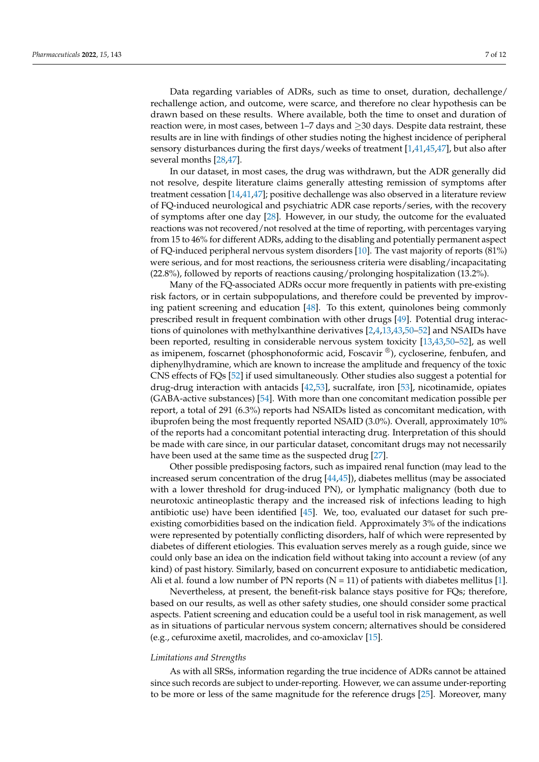Data regarding variables of ADRs, such as time to onset, duration, dechallenge/rechallenge action, and outcome, were scarce, and therefore no clear hypothesis can be drawn based on these results. Where available, both the time to onset and duration of reaction were, in most cases, between 1–7 days and ≥30 days. Despite data restraint, these results are in line with findings of other studies noting the highest incidence of peripheral sensory disturbances during the first days/weeks of treatment [1,41,45,47], but also after several months [28,47].

In our dataset, in most cases, the drug was withdrawn, but the ADR generally did not resolve, despite literature claims generally attesting remission of symptoms after treatment cessation [14,41,47]; positive dechallenge was also observed in a literature review of FQ-induced neurological and psychiatric ADR case reports/series, with the recovery of symptoms after one day [28]. However, in our study, the outcome for the evaluated reactions was not recovered/not resolved at the time of reporting, with percentages varying from 15 to 46% for different ADRs, adding to the disabling and potentially permanent aspect of FQ-induced peripheral nervous system disorders [10]. The vast majority of reports (81%) were serious, and for most reactions, the seriousness criteria were disabling/incapacitating (22.8%), followed by reports of reactions causing/prolonging hospitalization (13.2%).

Many of the FQ-associated ADRs occur more frequently in patients with pre-existing risk factors, or in certain subpopulations, and therefore could be prevented by improving patient screening and education [48]. To this extent, quinolones being commonly prescribed result in frequent combination with other drugs [49]. Potential drug interactions of quinolones with methylxanthine derivatives [2,4,13,43,50–52] and NSAIDs have been reported, resulting in considerable nervous system toxicity [13,43,50–52], as well as imipenem, foscarnet (phosphonoformic acid, Foscavir ®), cycloserine, fenbufen, and diphenylhydramine, which are known to increase the amplitude and frequency of the toxic CNS effects of FQs [52] if used simultaneously. Other studies also suggest a potential for drug-drug interaction with antacids [42,53], sucralfate, iron [53], nicotinamide, opiates (GABA-active substances) [54]. With more than one concomitant medication possible per report, a total of 291 (6.3%) reports had NSAIDs listed as concomitant medication, with ibuprofen being the most frequently reported NSAID (3.0%). Overall, approximately 10% of the reports had a concomitant potential interacting drug. Interpretation of this should be made with care since, in our particular dataset, concomitant drugs may not necessarily have been used at the same time as the suspected drug [27].

Other possible predisposing factors, such as impaired renal function (may lead to the increased serum concentration of the drug [44,45]), diabetes mellitus (may be associated with a lower threshold for drug-induced PN), or lymphatic malignancy (both due to neurotoxic antineoplastic therapy and the increased risk of infections leading to high antibiotic use) have been identified [45]. We, too, evaluated our dataset for such pre-existing comorbidities based on the indication field. Approximately 3% of the indications were represented by potentially conflicting disorders, half of which were represented by diabetes of different etiologies. This evaluation serves merely as a rough guide, since we could only base an idea on the indication field without taking into account a review (of any kind) of past history. Similarly, based on concurrent exposure to antidiabetic medication, Ali et al. found a low number of PN reports (N = 11) of patients with diabetes mellitus [1].

Nevertheless, at present, the benefit-risk balance stays positive for FQs; therefore, based on our results, as well as other safety studies, one should consider some practical aspects. Patient screening and education could be a useful tool in risk management, as well as in situations of particular nervous system concern; alternatives should be considered (e.g., cefuroxime axetil, macrolides, and co-amoxiclav [15].

*Limitations and Strengths*

As with all SRSs, information regarding the true incidence of ADRs cannot be attained since such records are subject to under-reporting. However, we can assume under-reporting to be more or less of the same magnitude for the reference drugs [25]. Moreover, many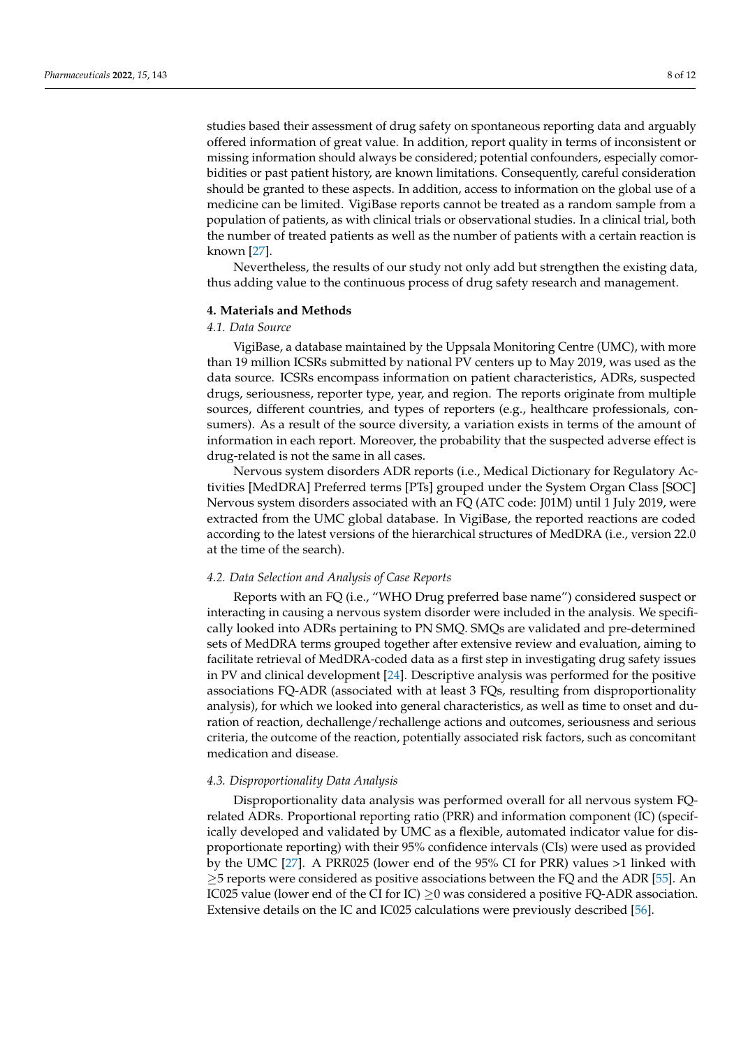studies based their assessment of drug safety on spontaneous reporting data and arguably offered information of great value. In addition, report quality in terms of inconsistent or missing information should always be considered; potential confounders, especially comorbidities or past patient history, are known limitations. Consequently, careful consideration should be granted to these aspects. In addition, access to information on the global use of a medicine can be limited. VigiBase reports cannot be treated as a random sample from a population of patients, as with clinical trials or observational studies. In a clinical trial, both the number of treated patients as well as the number of patients with a certain reaction is known [27].

Nevertheless, the results of our study not only add but strengthen the existing data, thus adding value to the continuous process of drug safety research and management.

## 4. Materials and Methods

### *4.1. Data Source*

VigiBase, a database maintained by the Uppsala Monitoring Centre (UMC), with more than 19 million ICSRs submitted by national PV centers up to May 2019, was used as the data source. ICSRs encompass information on patient characteristics, ADRs, suspected drugs, seriousness, reporter type, year, and region. The reports originate from multiple sources, different countries, and types of reporters (e.g., healthcare professionals, consumers). As a result of the source diversity, a variation exists in terms of the amount of information in each report. Moreover, the probability that the suspected adverse effect is drug-related is not the same in all cases.

Nervous system disorders ADR reports (i.e., Medical Dictionary for Regulatory Activities [MedDRA] Preferred terms [PTs] grouped under the System Organ Class [SOC] Nervous system disorders associated with an FQ (ATC code: J01M) until 1 July 2019, were extracted from the UMC global database. In VigiBase, the reported reactions are coded according to the latest versions of the hierarchical structures of MedDRA (i.e., version 22.0 at the time of the search).

### *4.2. Data Selection and Analysis of Case Reports*

Reports with an FQ (i.e., "WHO Drug preferred base name") considered suspect or interacting in causing a nervous system disorder were included in the analysis. We specifically looked into ADRs pertaining to PN SMQ. SMQs are validated and pre-determined sets of MedDRA terms grouped together after extensive review and evaluation, aiming to facilitate retrieval of MedDRA-coded data as a first step in investigating drug safety issues in PV and clinical development [24]. Descriptive analysis was performed for the positive associations FQ-ADR (associated with at least 3 FQs, resulting from disproportionality analysis), for which we looked into general characteristics, as well as time to onset and duration of reaction, dechallenge/rechallenge actions and outcomes, seriousness and serious criteria, the outcome of the reaction, potentially associated risk factors, such as concomitant medication and disease.

### *4.3. Disproportionality Data Analysis*

Disproportionality data analysis was performed overall for all nervous system FQ-related ADRs. Proportional reporting ratio (PRR) and information component (IC) (specifically developed and validated by UMC as a flexible, automated indicator value for disproportionate reporting) with their 95% confidence intervals (CIs) were used as provided by the UMC [27]. A PRR025 (lower end of the 95% CI for PRR) values >1 linked with $\geq$5 reports were considered as positive associations between the FQ and the ADR [55]. An IC025 value (lower end of the CI for IC) $\geq$0 was considered a positive FQ-ADR association. Extensive details on the IC and IC025 calculations were previously described [56].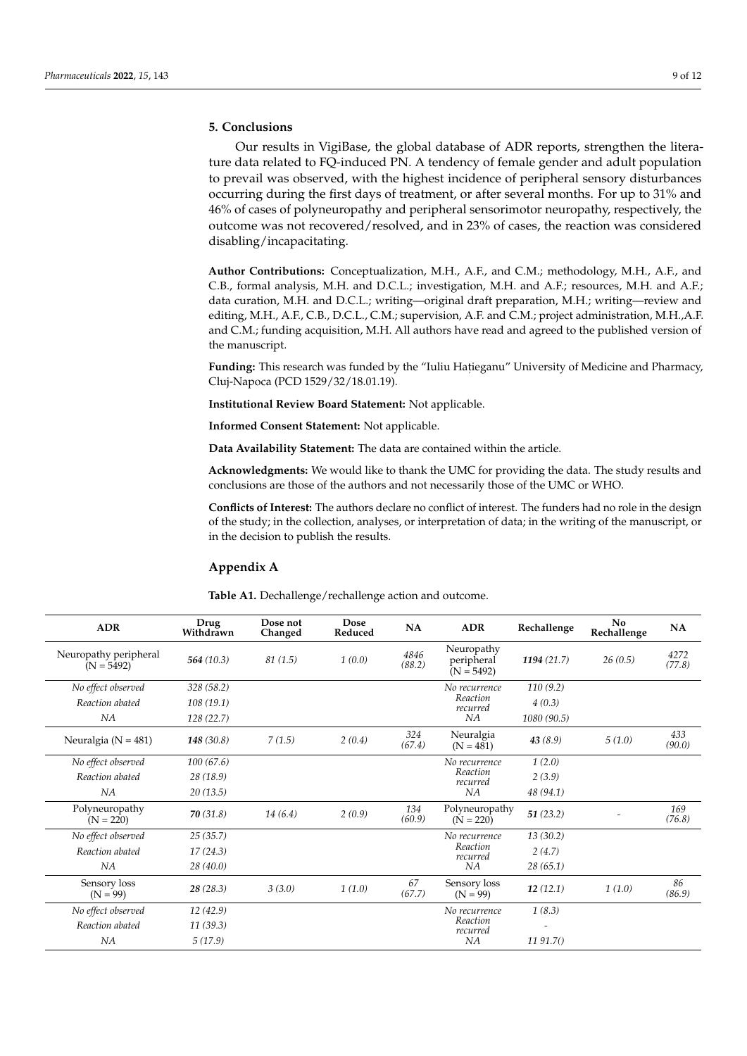## 5. Conclusions

Our results in VigiBase, the global database of ADR reports, strengthen the literature data related to FQ-induced PN. A tendency of female gender and adult population to prevail was observed, with the highest incidence of peripheral sensory disturbances occurring during the first days of treatment, or after several months. For up to 31% and 46% of cases of polyneuropathy and peripheral sensorimotor neuropathy, respectively, the outcome was not recovered/resolved, and in 23% of cases, the reaction was considered disabling/incapacitating.

**Author Contributions:** Conceptualization, M.H., A.F., and C.M.; methodology, M.H., A.F., and C.B., formal analysis, M.H. and D.C.L.; investigation, M.H. and A.F.; resources, M.H. and A.F.; data curation, M.H. and D.C.L.; writing—original draft preparation, M.H.; writing—review and editing, M.H., A.F., C.B., D.C.L., C.M.; supervision, A.F. and C.M.; project administration, M.H.,A.F. and C.M.; funding acquisition, M.H. All authors have read and agreed to the published version of the manuscript.

**Funding:** This research was funded by the "Iuliu Hațieganu" University of Medicine and Pharmacy, Cluj-Napoca (PCD 1529/32/18.01.19).

**Institutional Review Board Statement:** Not applicable.

**Informed Consent Statement:** Not applicable.

**Data Availability Statement:** The data are contained within the article.

**Acknowledgments:** We would like to thank the UMC for providing the data. The study results and conclusions are those of the authors and not necessarily those of the UMC or WHO.

**Conflicts of Interest:** The authors declare no conflict of interest. The funders had no role in the design of the study; in the collection, analyses, or interpretation of data; in the writing of the manuscript, or in the decision to publish the results.

## Appendix A

**Table A1.** Dechallenge/rechallenge action and outcome.

| ADR | Drug Withdrawn | Dose not Changed | Dose Reduced | NA | ADR | Rechallenge | No Rechallenge | NA |
|---|---|---|---|---|---|---|---|---|
| Neuropathy peripheral (N = 5492) | **564** *(10.3)* | *81 (1.5)* | *1 (0.0)* | *4846 (88.2)* | Neuropathy peripheral (N = 5492) | **1194** *(21.7)* | *26 (0.5)* | *4272 (77.8)* |
| *No effect observed* | *328 (58.2)* | | | | *No recurrence* | *110 (9.2)* | | |
| *Reaction abated* | *108 (19.1)* | | | | *Reaction recurred* | *4 (0.3)* | | |
| *NA* | *128 (22.7)* | | | | *NA* | *1080 (90.5)* | | |
| Neuralgia (N = 481) | **148** *(30.8)* | *7 (1.5)* | *2 (0.4)* | *324 (67.4)* | Neuralgia (N = 481) | **43** *(8.9)* | *5 (1.0)* | *433 (90.0)* |
| *No effect observed* | *100 (67.6)* | | | | *No recurrence* | *1 (2.0)* | | |
| *Reaction abated* | *28 (18.9)* | | | | *Reaction recurred* | *2 (3.9)* | | |
| *NA* | *20 (13.5)* | | | | *NA* | *48 (94.1)* | | |
| Polyneuropathy (N = 220) | **70** *(31.8)* | *14 (6.4)* | *2 (0.9)* | *134 (60.9)* | Polyneuropathy (N = 220) | **51** *(23.2)* | - | *169 (76.8)* |
| *No effect observed* | *25 (35.7)* | | | | *No recurrence* | *13 (30.2)* | | |
| *Reaction abated* | *17 (24.3)* | | | | *Reaction recurred* | *2 (4.7)* | | |
| *NA* | *28 (40.0)* | | | | *NA* | *28 (65.1)* | | |
| Sensory loss (N = 99) | **28** *(28.3)* | *3 (3.0)* | *1 (1.0)* | *67 (67.7)* | Sensory loss (N = 99) | **12** *(12.1)* | *1 (1.0)* | *86 (86.9)* |
| *No effect observed* | *12 (42.9)* | | | | *No recurrence* | *1 (8.3)* | | |
| *Reaction abated* | *11 (39.3)* | | | | *Reaction recurred* | - | | |
| *NA* | *5 (17.9)* | | | | *NA* | *11 91.7()* | | |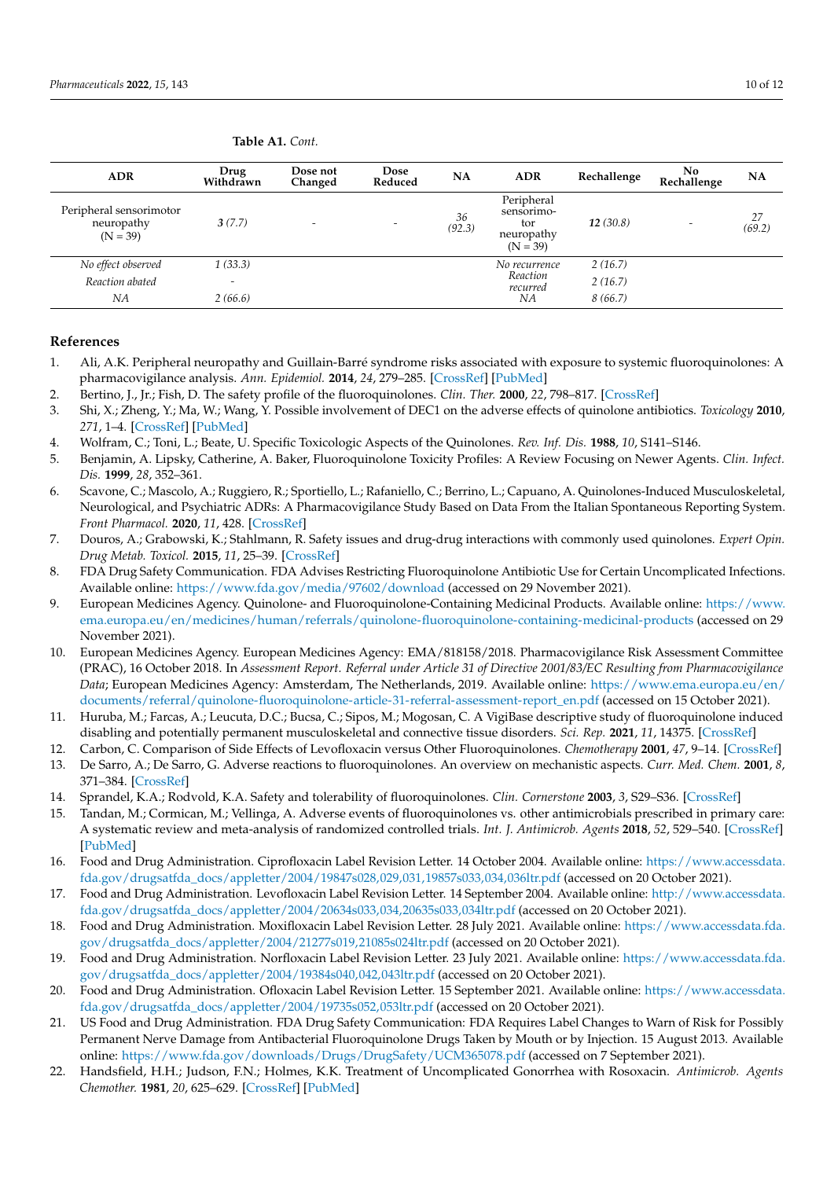**Table A1.** *Cont.*

| ADR | Drug Withdrawn | Dose not Changed | Dose Reduced | NA | ADR | Rechallenge | No Rechallenge | NA |
|---|---|---|---|---|---|---|---|---|
| Peripheral sensorimotor neuropathy (N = 39) | ***3*** *(7.7)* | - | - | *36 (92.3)* | Peripheral sensorimotor neuropathy (N = 39) | ***12*** *(30.8)* | - | *27 (69.2)* |
| *No effect observed* | *1 (33.3)* | | | | *No recurrence* | *2 (16.7)* | | |
| *Reaction abated* | - | | | | *Reaction recurred* | *2 (16.7)* | | |
| *NA* | *2 (66.6)* | | | | *NA* | *8 (66.7)* | | |

## References

1. Ali, A.K. Peripheral neuropathy and Guillain-Barré syndrome risks associated with exposure to systemic fluoroquinolones: A pharmacovigilance analysis. *Ann. Epidemiol.* **2014**, *24*, 279–285. [CrossRef] [PubMed]
2. Bertino, J., Jr.; Fish, D. The safety profile of the fluoroquinolones. *Clin. Ther.* **2000**, *22*, 798–817. [CrossRef]
3. Shi, X.; Zheng, Y.; Ma, W.; Wang, Y. Possible involvement of DEC1 on the adverse effects of quinolone antibiotics. *Toxicology* **2010**, *271*, 1–4. [CrossRef] [PubMed]
4. Wolfram, C.; Toni, L.; Beate, U. Specific Toxicologic Aspects of the Quinolones. *Rev. Inf. Dis.* **1988**, *10*, S141–S146.
5. Benjamin, A. Lipsky, Catherine, A. Baker, Fluoroquinolone Toxicity Profiles: A Review Focusing on Newer Agents. *Clin. Infect. Dis.* **1999**, *28*, 352–361.
6. Scavone, C.; Mascolo, A.; Ruggiero, R.; Sportiello, L.; Rafaniello, C.; Berrino, L.; Capuano, A. Quinolones-Induced Musculoskeletal, Neurological, and Psychiatric ADRs: A Pharmacovigilance Study Based on Data From the Italian Spontaneous Reporting System. *Front Pharmacol.* **2020**, *11*, 428. [CrossRef]
7. Douros, A.; Grabowski, K.; Stahlmann, R. Safety issues and drug-drug interactions with commonly used quinolones. *Expert Opin. Drug Metab. Toxicol.* **2015**, *11*, 25–39. [CrossRef]
8. FDA Drug Safety Communication. FDA Advises Restricting Fluoroquinolone Antibiotic Use for Certain Uncomplicated Infections. Available online: https://www.fda.gov/media/97602/download (accessed on 29 November 2021).
9. European Medicines Agency. Quinolone- and Fluoroquinolone-Containing Medicinal Products. Available online: https://www.ema.europa.eu/en/medicines/human/referrals/quinolone-fluoroquinolone-containing-medicinal-products (accessed on 29 November 2021).
10. European Medicines Agency. European Medicines Agency: EMA/818158/2018. Pharmacovigilance Risk Assessment Committee (PRAC), 16 October 2018. In *Assessment Report. Referral under Article 31 of Directive 2001/83/EC Resulting from Pharmacovigilance Data*; European Medicines Agency: Amsterdam, The Netherlands, 2019. Available online: https://www.ema.europa.eu/en/documents/referral/quinolone-fluoroquinolone-article-31-referral-assessment-report_en.pdf (accessed on 15 October 2021).
11. Huruba, M.; Farcas, A.; Leucuta, D.C.; Bucsa, C.; Sipos, M.; Mogosan, C. A VigiBase descriptive study of fluoroquinolone induced disabling and potentially permanent musculoskeletal and connective tissue disorders. *Sci. Rep.* **2021**, *11*, 14375. [CrossRef]
12. Carbon, C. Comparison of Side Effects of Levofloxacin versus Other Fluoroquinolones. *Chemotherapy* **2001**, *47*, 9–14. [CrossRef]
13. De Sarro, A.; De Sarro, G. Adverse reactions to fluoroquinolones. An overview on mechanistic aspects. *Curr. Med. Chem.* **2001**, *8*, 371–384. [CrossRef]
14. Sprandel, K.A.; Rodvold, K.A. Safety and tolerability of fluoroquinolones. *Clin. Cornerstone* **2003**, *3*, S29–S36. [CrossRef]
15. Tandan, M.; Cormican, M.; Vellinga, A. Adverse events of fluoroquinolones vs. other antimicrobials prescribed in primary care: A systematic review and meta-analysis of randomized controlled trials. *Int. J. Antimicrob. Agents* **2018**, *52*, 529–540. [CrossRef] [PubMed]
16. Food and Drug Administration. Ciprofloxacin Label Revision Letter. 14 October 2004. Available online: https://www.accessdata.fda.gov/drugsatfda_docs/appletter/2004/19847s028,029,031,19857s033,034,036ltr.pdf (accessed on 20 October 2021).
17. Food and Drug Administration. Levofloxacin Label Revision Letter. 14 September 2004. Available online: http://www.accessdata.fda.gov/drugsatfda_docs/appletter/2004/20634s033,034,20635s033,034ltr.pdf (accessed on 20 October 2021).
18. Food and Drug Administration. Moxifloxacin Label Revision Letter. 28 July 2021. Available online: https://www.accessdata.fda.gov/drugsatfda_docs/appletter/2004/21277s019,21085s024ltr.pdf (accessed on 20 October 2021).
19. Food and Drug Administration. Norfloxacin Label Revision Letter. 23 July 2021. Available online: https://www.accessdata.fda.gov/drugsatfda_docs/appletter/2004/19384s040,042,043ltr.pdf (accessed on 20 October 2021).
20. Food and Drug Administration. Ofloxacin Label Revision Letter. 15 September 2021. Available online: https://www.accessdata.fda.gov/drugsatfda_docs/appletter/2004/19735s052,053ltr.pdf (accessed on 20 October 2021).
21. US Food and Drug Administration. FDA Drug Safety Communication: FDA Requires Label Changes to Warn of Risk for Possibly Permanent Nerve Damage from Antibacterial Fluoroquinolone Drugs Taken by Mouth or by Injection. 15 August 2013. Available online: https://www.fda.gov/downloads/Drugs/DrugSafety/UCM365078.pdf (accessed on 7 September 2021).
22. Handsfield, H.H.; Judson, F.N.; Holmes, K.K. Treatment of Uncomplicated Gonorrhea with Rosoxacin. *Antimicrob. Agents Chemother.* **1981**, *20*, 625–629. [CrossRef] [PubMed]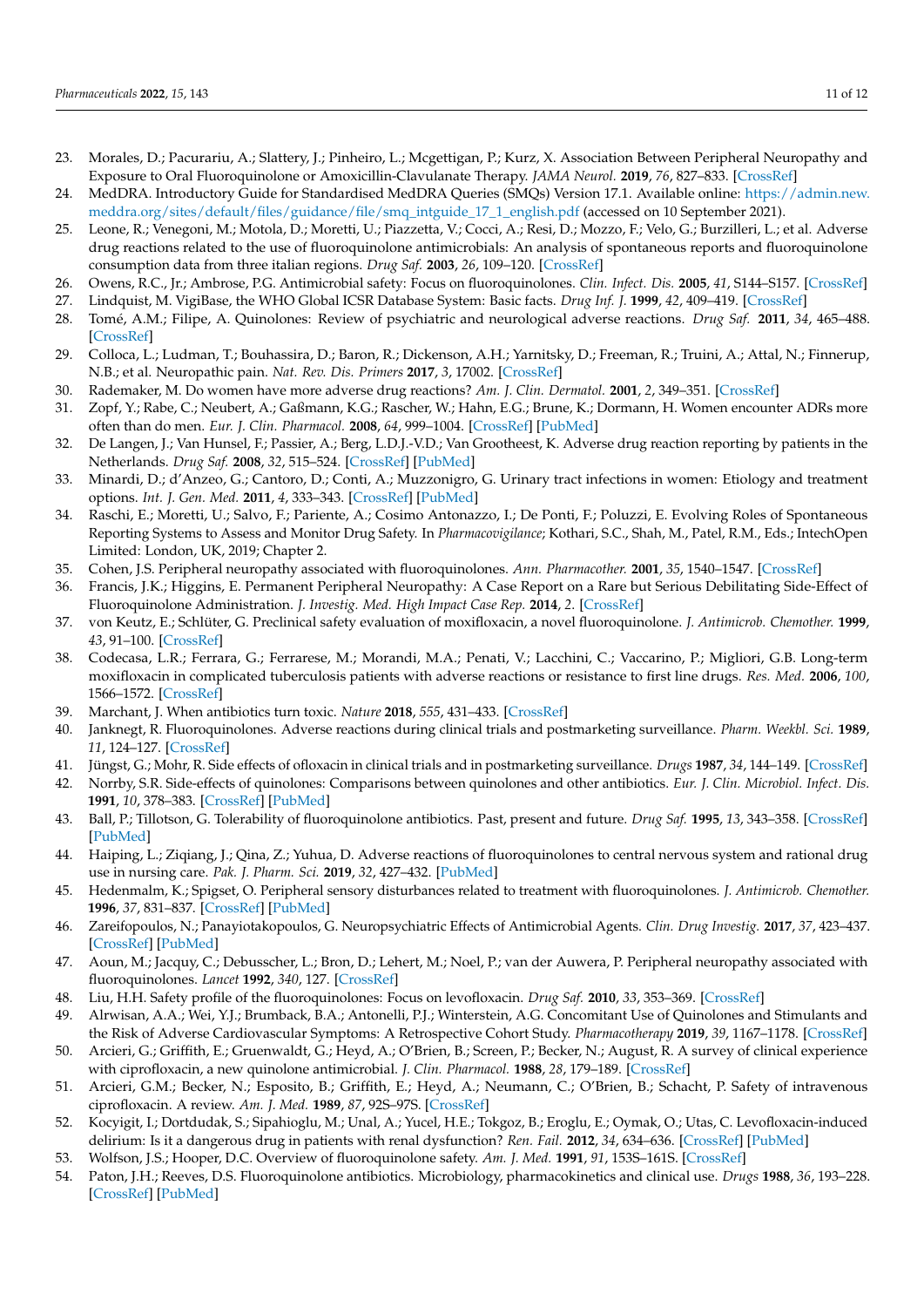23. Morales, D.; Pacurariu, A.; Slattery, J.; Pinheiro, L.; Mcgettigan, P.; Kurz, X. Association Between Peripheral Neuropathy and Exposure to Oral Fluoroquinolone or Amoxicillin-Clavulanate Therapy. *JAMA Neurol.* **2019**, *76*, 827–833. [CrossRef]
24. MedDRA. Introductory Guide for Standardised MedDRA Queries (SMQs) Version 17.1. Available online: https://admin.new.meddra.org/sites/default/files/guidance/file/smq_intguide_17_1_english.pdf (accessed on 10 September 2021).
25. Leone, R.; Venegoni, M.; Motola, D.; Moretti, U.; Piazzetta, V.; Cocci, A.; Resi, D.; Mozzo, F.; Velo, G.; Burzilleri, L.; et al. Adverse drug reactions related to the use of fluoroquinolone antimicrobials: An analysis of spontaneous reports and fluoroquinolone consumption data from three italian regions. *Drug Saf.* **2003**, *26*, 109–120. [CrossRef]
26. Owens, R.C., Jr.; Ambrose, P.G. Antimicrobial safety: Focus on fluoroquinolones. *Clin. Infect. Dis.* **2005**, *41*, S144–S157. [CrossRef]
27. Lindquist, M. VigiBase, the WHO Global ICSR Database System: Basic facts. *Drug Inf. J.* **1999**, *42*, 409–419. [CrossRef]
28. Tomé, A.M.; Filipe, A. Quinolones: Review of psychiatric and neurological adverse reactions. *Drug Saf.* **2011**, *34*, 465–488. [CrossRef]
29. Colloca, L.; Ludman, T.; Bouhassira, D.; Baron, R.; Dickenson, A.H.; Yarnitsky, D.; Freeman, R.; Truini, A.; Attal, N.; Finnerup, N.B.; et al. Neuropathic pain. *Nat. Rev. Dis. Primers* **2017**, *3*, 17002. [CrossRef]
30. Rademaker, M. Do women have more adverse drug reactions? *Am. J. Clin. Dermatol.* **2001**, *2*, 349–351. [CrossRef]
31. Zopf, Y.; Rabe, C.; Neubert, A.; Gaßmann, K.G.; Rascher, W.; Hahn, E.G.; Brune, K.; Dormann, H. Women encounter ADRs more often than do men. *Eur. J. Clin. Pharmacol.* **2008**, *64*, 999–1004. [CrossRef] [PubMed]
32. De Langen, J.; Van Hunsel, F.; Passier, A.; Berg, L.D.J.-V.D.; Van Grootheest, K. Adverse drug reaction reporting by patients in the Netherlands. *Drug Saf.* **2008**, *32*, 515–524. [CrossRef] [PubMed]
33. Minardi, D.; d'Anzeo, G.; Cantoro, D.; Conti, A.; Muzzonigro, G. Urinary tract infections in women: Etiology and treatment options. *Int. J. Gen. Med.* **2011**, *4*, 333–343. [CrossRef] [PubMed]
34. Raschi, E.; Moretti, U.; Salvo, F.; Pariente, A.; Cosimo Antonazzo, I.; De Ponti, F.; Poluzzi, E. Evolving Roles of Spontaneous Reporting Systems to Assess and Monitor Drug Safety. In *Pharmacovigilance*; Kothari, S.C., Shah, M., Patel, R.M., Eds.; IntechOpen Limited: London, UK, 2019; Chapter 2.
35. Cohen, J.S. Peripheral neuropathy associated with fluoroquinolones. *Ann. Pharmacother.* **2001**, *35*, 1540–1547. [CrossRef]
36. Francis, J.K.; Higgins, E. Permanent Peripheral Neuropathy: A Case Report on a Rare but Serious Debilitating Side-Effect of Fluoroquinolone Administration. *J. Investig. Med. High Impact Case Rep.* **2014**, *2*. [CrossRef]
37. von Keutz, E.; Schlüter, G. Preclinical safety evaluation of moxifloxacin, a novel fluoroquinolone. *J. Antimicrob. Chemother.* **1999**, *43*, 91–100. [CrossRef]
38. Codecasa, L.R.; Ferrara, G.; Ferrarese, M.; Morandi, M.A.; Penati, V.; Lacchini, C.; Vaccarino, P.; Migliori, G.B. Long-term moxifloxacin in complicated tuberculosis patients with adverse reactions or resistance to first line drugs. *Res. Med.* **2006**, *100*, 1566–1572. [CrossRef]
39. Marchant, J. When antibiotics turn toxic. *Nature* **2018**, *555*, 431–433. [CrossRef]
40. Janknegt, R. Fluoroquinolones. Adverse reactions during clinical trials and postmarketing surveillance. *Pharm. Weekbl. Sci.* **1989**, *11*, 124–127. [CrossRef]
41. Jüngst, G.; Mohr, R. Side effects of ofloxacin in clinical trials and in postmarketing surveillance. *Drugs* **1987**, *34*, 144–149. [CrossRef]
42. Norrby, S.R. Side-effects of quinolones: Comparisons between quinolones and other antibiotics. *Eur. J. Clin. Microbiol. Infect. Dis.* **1991**, *10*, 378–383. [CrossRef] [PubMed]
43. Ball, P.; Tillotson, G. Tolerability of fluoroquinolone antibiotics. Past, present and future. *Drug Saf.* **1995**, *13*, 343–358. [CrossRef] [PubMed]
44. Haiping, L.; Ziqiang, J.; Qina, Z.; Yuhua, D. Adverse reactions of fluoroquinolones to central nervous system and rational drug use in nursing care. *Pak. J. Pharm. Sci.* **2019**, *32*, 427–432. [PubMed]
45. Hedenmalm, K.; Spigset, O. Peripheral sensory disturbances related to treatment with fluoroquinolones. *J. Antimicrob. Chemother.* **1996**, *37*, 831–837. [CrossRef] [PubMed]
46. Zareifopoulos, N.; Panayiotakopoulos, G. Neuropsychiatric Effects of Antimicrobial Agents. *Clin. Drug Investig.* **2017**, *37*, 423–437. [CrossRef] [PubMed]
47. Aoun, M.; Jacquy, C.; Debusscher, L.; Bron, D.; Lehert, M.; Noel, P.; van der Auwera, P. Peripheral neuropathy associated with fluoroquinolones. *Lancet* **1992**, *340*, 127. [CrossRef]
48. Liu, H.H. Safety profile of the fluoroquinolones: Focus on levofloxacin. *Drug Saf.* **2010**, *33*, 353–369. [CrossRef]
49. Alrwisan, A.A.; Wei, Y.J.; Brumback, B.A.; Antonelli, P.J.; Winterstein, A.G. Concomitant Use of Quinolones and Stimulants and the Risk of Adverse Cardiovascular Symptoms: A Retrospective Cohort Study. *Pharmacotherapy* **2019**, *39*, 1167–1178. [CrossRef]
50. Arcieri, G.; Griffith, E.; Gruenwaldt, G.; Heyd, A.; O'Brien, B.; Screen, P.; Becker, N.; August, R. A survey of clinical experience with ciprofloxacin, a new quinolone antimicrobial. *J. Clin. Pharmacol.* **1988**, *28*, 179–189. [CrossRef]
51. Arcieri, G.M.; Becker, N.; Esposito, B.; Griffith, E.; Heyd, A.; Neumann, C.; O'Brien, B.; Schacht, P. Safety of intravenous ciprofloxacin. A review. *Am. J. Med.* **1989**, *87*, 92S–97S. [CrossRef]
52. Kocyigit, I.; Dortdudak, S.; Sipahioglu, M.; Unal, A.; Yucel, H.E.; Tokgoz, B.; Eroglu, E.; Oymak, O.; Utas, C. Levofloxacin-induced delirium: Is it a dangerous drug in patients with renal dysfunction? *Ren. Fail.* **2012**, *34*, 634–636. [CrossRef] [PubMed]
53. Wolfson, J.S.; Hooper, D.C. Overview of fluoroquinolone safety. *Am. J. Med.* **1991**, *91*, 153S–161S. [CrossRef]
54. Paton, J.H.; Reeves, D.S. Fluoroquinolone antibiotics. Microbiology, pharmacokinetics and clinical use. *Drugs* **1988**, *36*, 193–228. [CrossRef] [PubMed]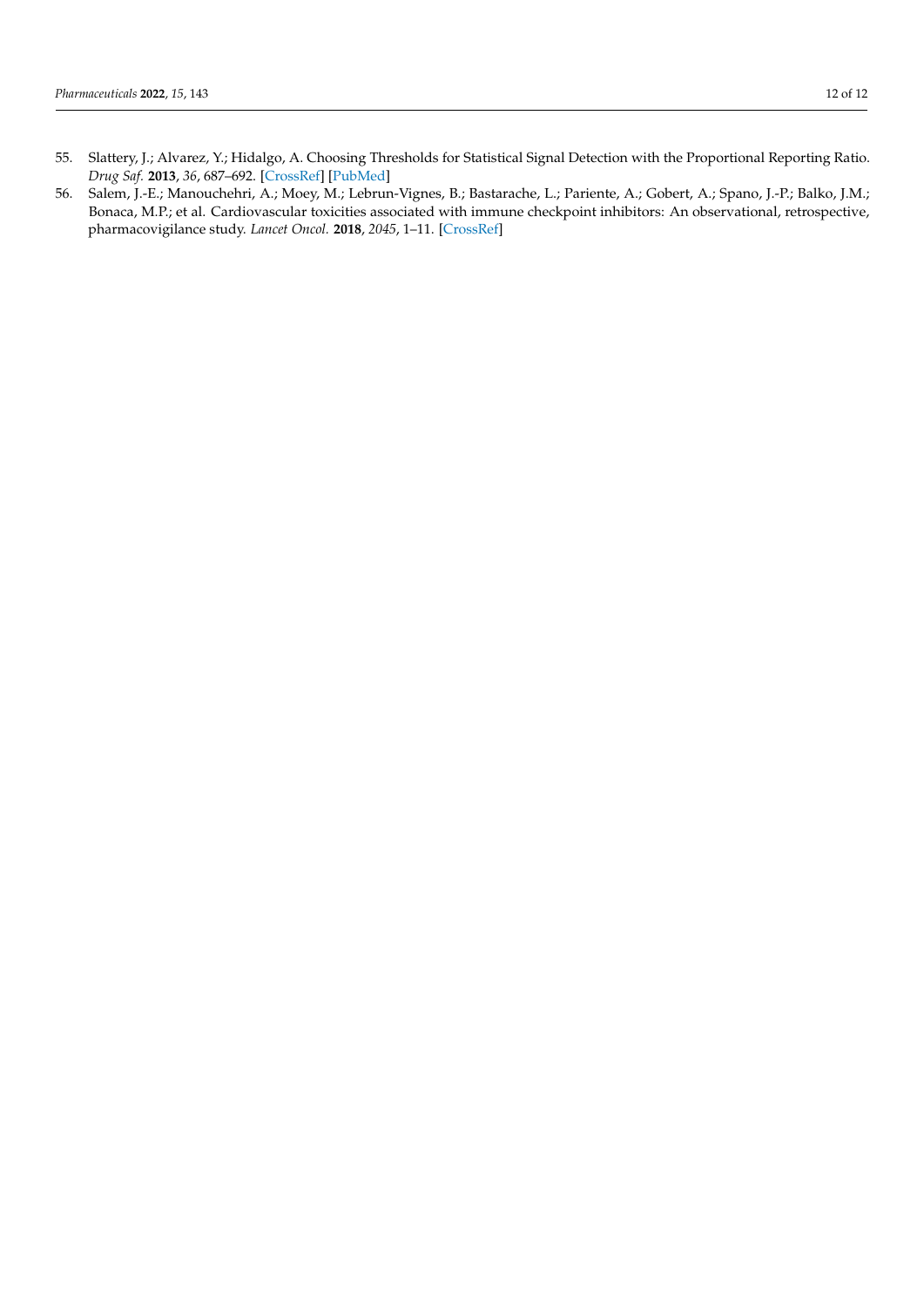55. Slattery, J.; Alvarez, Y.; Hidalgo, A. Choosing Thresholds for Statistical Signal Detection with the Proportional Reporting Ratio. *Drug Saf.* **2013**, *36*, 687–692. [CrossRef] [PubMed]
56. Salem, J.-E.; Manouchehri, A.; Moey, M.; Lebrun-Vignes, B.; Bastarache, L.; Pariente, A.; Gobert, A.; Spano, J.-P.; Balko, J.M.; Bonaca, M.P.; et al. Cardiovascular toxicities associated with immune checkpoint inhibitors: An observational, retrospective, pharmacovigilance study. *Lancet Oncol.* **2018**, *2045*, 1–11. [CrossRef]